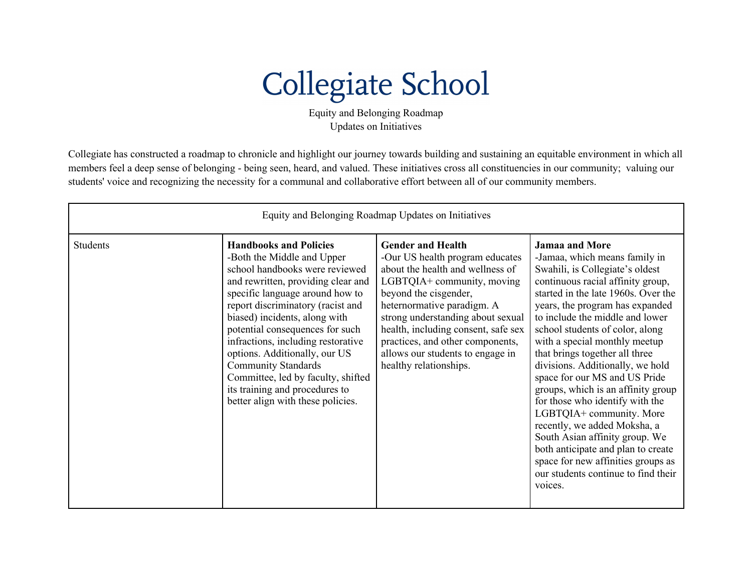# Collegiate School

Equity and Belonging Roadmap
Updates on Initiatives

Collegiate has constructed a roadmap to chronicle and highlight our journey towards building and sustaining an equitable environment in which all members feel a deep sense of belonging - being seen, heard, and valued. These initiatives cross all constituencies in our community;  valuing our students' voice and recognizing the necessity for a communal and collaborative effort between all of our community members.

| Equity and Belonging Roadmap Updates on Initiatives | | | |
|---|---|---|---|
| Students | **Handbooks and Policies**<br>-Both the Middle and Upper school handbooks were reviewed and rewritten, providing clear and specific language around how to report discriminatory (racist and biased) incidents, along with potential consequences for such infractions, including restorative options. Additionally, our US Community Standards Committee, led by faculty, shifted its training and procedures to better align with these policies. | **Gender and Health**<br>-Our US health program educates about the health and wellness of LGBTQIA+ community, moving beyond the cisgender, heternormative paradigm. A strong understanding about sexual health, including consent, safe sex practices, and other components, allows our students to engage in healthy relationships. | **Jamaa and More**<br>-Jamaa, which means family in Swahili, is Collegiate's oldest continuous racial affinity group, started in the late 1960s. Over the years, the program has expanded to include the middle and lower school students of color, along with a special monthly meetup that brings together all three divisions. Additionally, we hold space for our MS and US Pride groups, which is an affinity group for those who identify with the LGBTQIA+ community. More recently, we added Moksha, a South Asian affinity group. We both anticipate and plan to create space for new affinities groups as our students continue to find their voices. |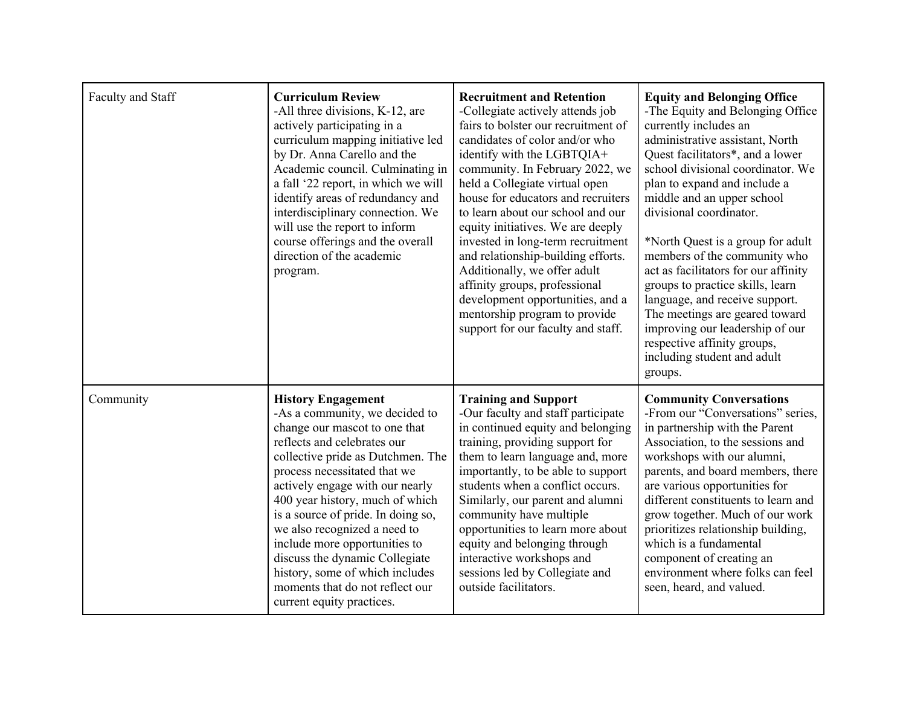| | | | |
|---|---|---|---|
| Faculty and Staff | **Curriculum Review**<br>-All three divisions, K-12, are actively participating in a curriculum mapping initiative led by Dr. Anna Carello and the Academic council. Culminating in a fall '22 report, in which we will identify areas of redundancy and interdisciplinary connection. We will use the report to inform course offerings and the overall direction of the academic program. | **Recruitment and Retention**<br>-Collegiate actively attends job fairs to bolster our recruitment of candidates of color and/or who identify with the LGBTQIA+ community. In February 2022, we held a Collegiate virtual open house for educators and recruiters to learn about our school and our equity initiatives. We are deeply invested in long-term recruitment and relationship-building efforts. Additionally, we offer adult affinity groups, professional development opportunities, and a mentorship program to provide support for our faculty and staff. | **Equity and Belonging Office**<br>-The Equity and Belonging Office currently includes an administrative assistant, North Quest facilitators*, and a lower school divisional coordinator. We plan to expand and include a middle and an upper school divisional coordinator.<br><br>*North Quest is a group for adult members of the community who act as facilitators for our affinity groups to practice skills, learn language, and receive support. The meetings are geared toward improving our leadership of our respective affinity groups, including student and adult groups. |
| Community | **History Engagement**<br>-As a community, we decided to change our mascot to one that reflects and celebrates our collective pride as Dutchmen. The process necessitated that we actively engage with our nearly 400 year history, much of which is a source of pride. In doing so, we also recognized a need to include more opportunities to discuss the dynamic Collegiate history, some of which includes moments that do not reflect our current equity practices. | **Training and Support**<br>-Our faculty and staff participate in continued equity and belonging training, providing support for them to learn language and, more importantly, to be able to support students when a conflict occurs. Similarly, our parent and alumni community have multiple opportunities to learn more about equity and belonging through interactive workshops and sessions led by Collegiate and outside facilitators. | **Community Conversations**<br>-From our "Conversations" series, in partnership with the Parent Association, to the sessions and workshops with our alumni, parents, and board members, there are various opportunities for different constituents to learn and grow together. Much of our work prioritizes relationship building, which is a fundamental component of creating an environment where folks can feel seen, heard, and valued. |